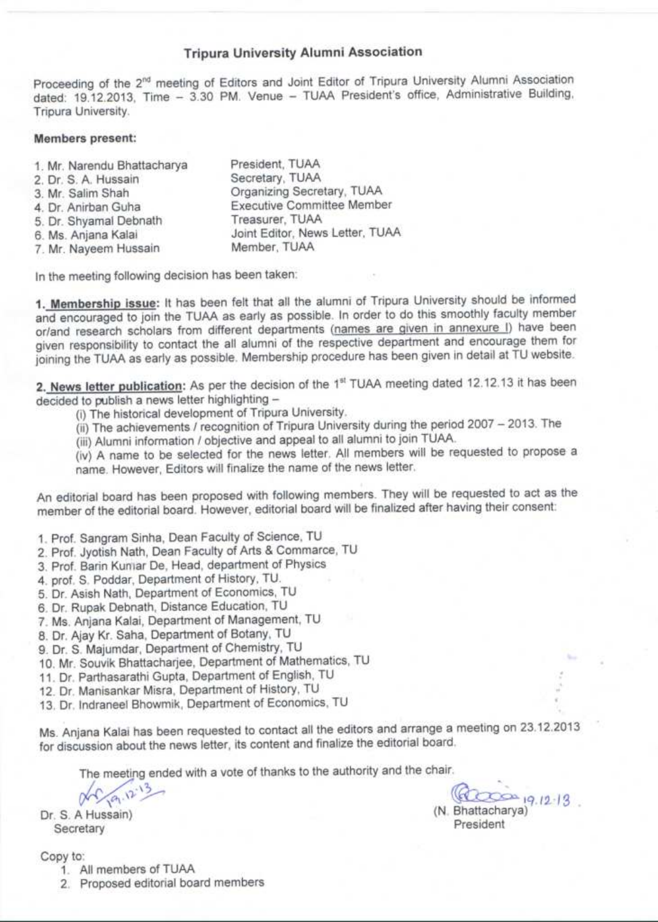# Tripura University Alumni Association

Proceeding of the 2nd meeting of Editors and Joint Editor of Tripura University Alumni Association dated: 19.12.2013, Time – 3.30 PM. Venue – TUAA President's office, Administrative Building, Tripura University.

**Members present:**

| | |
|---|---|
| 1. Mr. Narendu Bhattacharya | President, TUAA |
| 2. Dr. S. A. Hussain | Secretary, TUAA |
| 3. Mr. Salim Shah | Organizing Secretary, TUAA |
| 4. Dr. Anirban Guha | Executive Committee Member |
| 5. Dr. Shyamal Debnath | Treasurer, TUAA |
| 6. Ms. Anjana Kalai | Joint Editor, News Letter, TUAA |
| 7. Mr. Nayeem Hussain | Member, TUAA |

In the meeting following decision has been taken:

**1. Membership issue:** It has been felt that all the alumni of Tripura University should be informed and encouraged to join the TUAA as early as possible. In order to do this smoothly faculty member or/and research scholars from different departments (names are given in annexure I) have been given responsibility to contact the all alumni of the respective department and encourage them for joining the TUAA as early as possible. Membership procedure has been given in detail at TU website.

**2. News letter publication:** As per the decision of the 1st TUAA meeting dated 12.12.13 it has been decided to publish a news letter highlighting –

(i) The historical development of Tripura University.

(ii) The achievements / recognition of Tripura University during the period 2007 – 2013. The

(iii) Alumni information / objective and appeal to all alumni to join TUAA.

(iv) A name to be selected for the news letter. All members will be requested to propose a name. However, Editors will finalize the name of the news letter.

An editorial board has been proposed with following members. They will be requested to act as the member of the editorial board. However, editorial board will be finalized after having their consent:

1. Prof. Sangram Sinha, Dean Faculty of Science, TU
2. Prof. Jyotish Nath, Dean Faculty of Arts & Commarce, TU
3. Prof. Barin Kumar De, Head, department of Physics
4. prof. S. Poddar, Department of History, TU.
5. Dr. Asish Nath, Department of Economics, TU
6. Dr. Rupak Debnath, Distance Education, TU
7. Ms. Anjana Kalai, Department of Management, TU
8. Dr. Ajay Kr. Saha, Department of Botany, TU
9. Dr. S. Majumdar, Department of Chemistry, TU
10. Mr. Souvik Bhattacharjee, Department of Mathematics, TU
11. Dr. Parthasarathi Gupta, Department of English, TU
12. Dr. Manisankar Misra, Department of History, TU
13. Dr. Indraneel Bhowmik, Department of Economics, TU

Ms. Anjana Kalai has been requested to contact all the editors and arrange a meeting on 23.12.2013 for discussion about the news letter, its content and finalize the editorial board.

The meeting ended with a vote of thanks to the authority and the chair.

19.12.13
Dr. S. A Hussain)
Secretary

19.12.13
(N. Bhattacharya)
President

Copy to:

1. All members of TUAA
2. Proposed editorial board members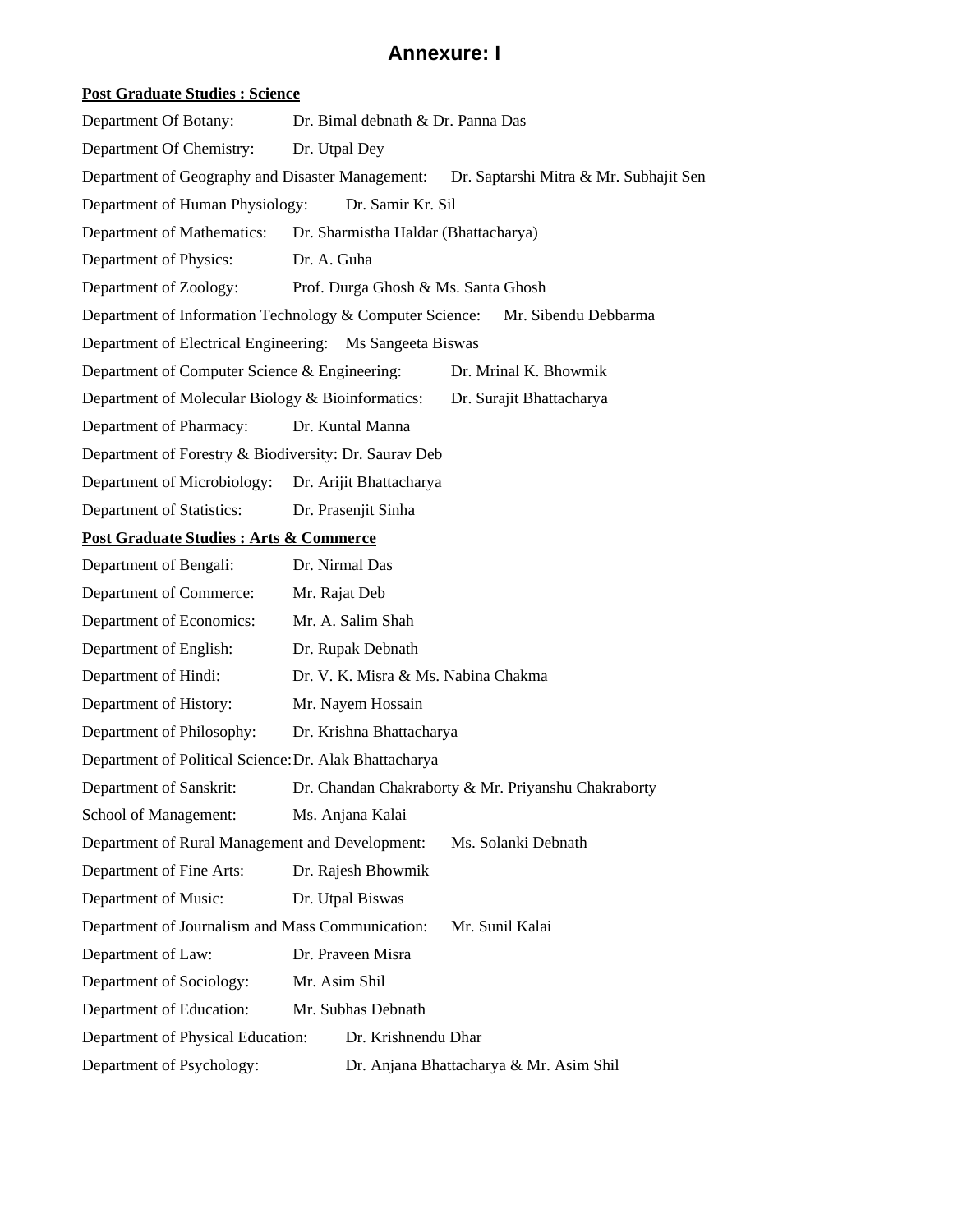# Annexure: I

**Post Graduate Studies : Science**

Department Of Botany: Dr. Bimal debnath & Dr. Panna Das

Department Of Chemistry: Dr. Utpal Dey

Department of Geography and Disaster Management: Dr. Saptarshi Mitra & Mr. Subhajit Sen

Department of Human Physiology: Dr. Samir Kr. Sil

Department of Mathematics: Dr. Sharmistha Haldar (Bhattacharya)

Department of Physics: Dr. A. Guha

Department of Zoology: Prof. Durga Ghosh & Ms. Santa Ghosh

Department of Information Technology & Computer Science: Mr. Sibendu Debbarma

Department of Electrical Engineering: Ms Sangeeta Biswas

Department of Computer Science & Engineering: Dr. Mrinal K. Bhowmik

Department of Molecular Biology & Bioinformatics: Dr. Surajit Bhattacharya

Department of Pharmacy: Dr. Kuntal Manna

Department of Forestry & Biodiversity: Dr. Saurav Deb

Department of Microbiology: Dr. Arijit Bhattacharya

Department of Statistics: Dr. Prasenjit Sinha

**Post Graduate Studies : Arts & Commerce**

Department of Bengali: Dr. Nirmal Das

Department of Commerce: Mr. Rajat Deb

Department of Economics: Mr. A. Salim Shah

Department of English: Dr. Rupak Debnath

Department of Hindi: Dr. V. K. Misra & Ms. Nabina Chakma

Department of History: Mr. Nayem Hossain

Department of Philosophy: Dr. Krishna Bhattacharya

Department of Political Science: Dr. Alak Bhattacharya

Department of Sanskrit: Dr. Chandan Chakraborty & Mr. Priyanshu Chakraborty

School of Management: Ms. Anjana Kalai

Department of Rural Management and Development: Ms. Solanki Debnath

Department of Fine Arts: Dr. Rajesh Bhowmik

Department of Music: Dr. Utpal Biswas

Department of Journalism and Mass Communication: Mr. Sunil Kalai

Department of Law: Dr. Praveen Misra

Department of Sociology: Mr. Asim Shil

Department of Education: Mr. Subhas Debnath

Department of Physical Education: Dr. Krishnendu Dhar

Department of Psychology: Dr. Anjana Bhattacharya & Mr. Asim Shil